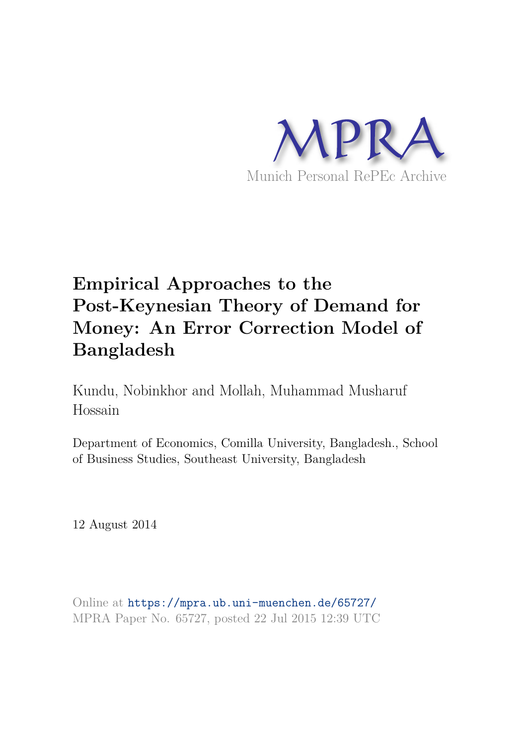Munich Personal RePEc Archive

# Empirical Approaches to the Post-Keynesian Theory of Demand for Money: An Error Correction Model of Bangladesh

Kundu, Nobinkhor and Mollah, Muhammad Musharuf Hossain

Department of Economics, Comilla University, Bangladesh., School of Business Studies, Southeast University, Bangladesh

12 August 2014

Online at https://mpra.ub.uni-muenchen.de/65727/
MPRA Paper No. 65727, posted 22 Jul 2015 12:39 UTC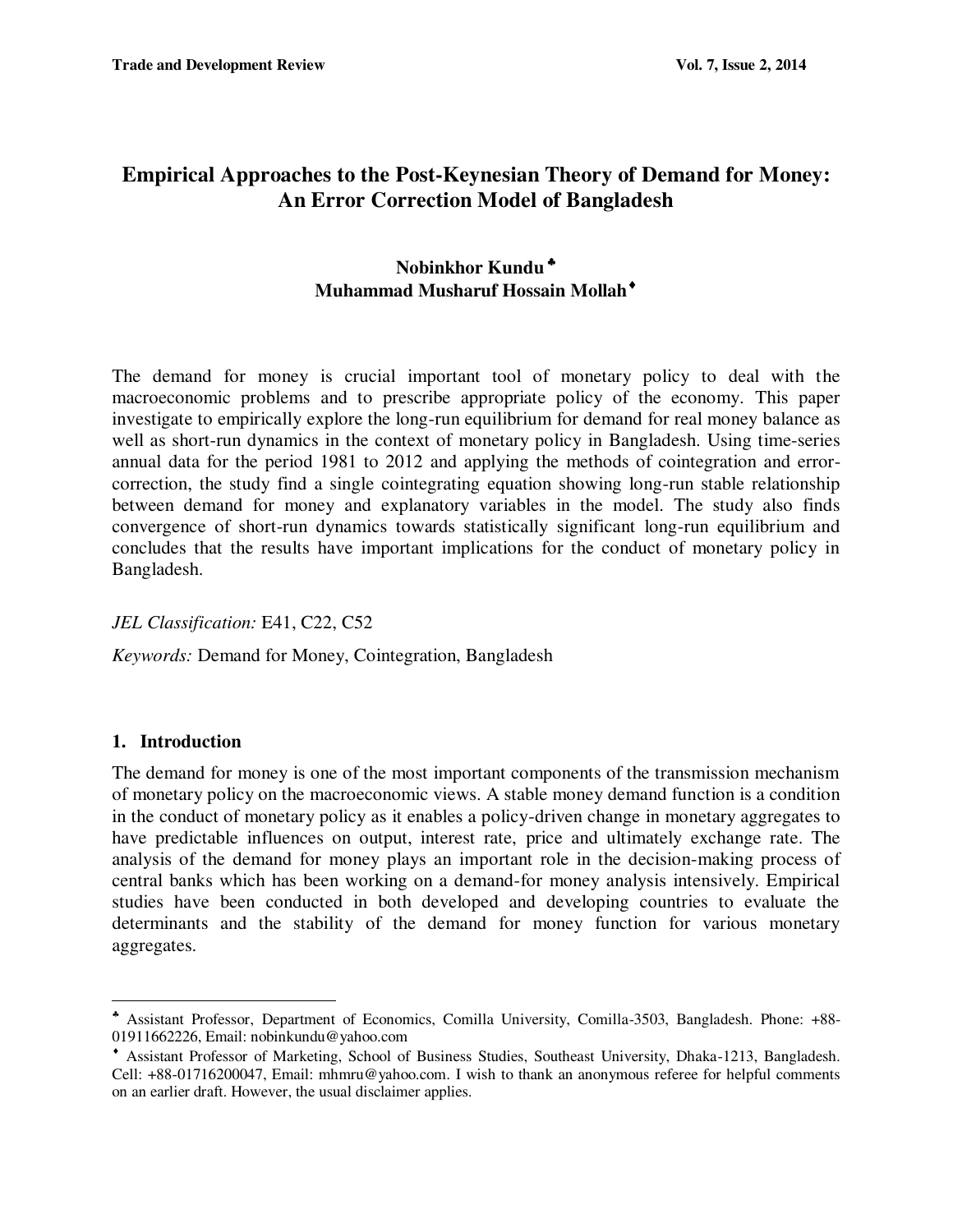# Empirical Approaches to the Post-Keynesian Theory of Demand for Money: An Error Correction Model of Bangladesh

**Nobinkhor Kundu** [♣]
**Muhammad Musharuf Hossain Mollah** [♦]

The demand for money is crucial important tool of monetary policy to deal with the macroeconomic problems and to prescribe appropriate policy of the economy. This paper investigate to empirically explore the long-run equilibrium for demand for real money balance as well as short-run dynamics in the context of monetary policy in Bangladesh. Using time-series annual data for the period 1981 to 2012 and applying the methods of cointegration and error-correction, the study find a single cointegrating equation showing long-run stable relationship between demand for money and explanatory variables in the model. The study also finds convergence of short-run dynamics towards statistically significant long-run equilibrium and concludes that the results have important implications for the conduct of monetary policy in Bangladesh.

*JEL Classification:* E41, C22, C52

*Keywords:* Demand for Money, Cointegration, Bangladesh

## 1. Introduction

The demand for money is one of the most important components of the transmission mechanism of monetary policy on the macroeconomic views. A stable money demand function is a condition in the conduct of monetary policy as it enables a policy-driven change in monetary aggregates to have predictable influences on output, interest rate, price and ultimately exchange rate. The analysis of the demand for money plays an important role in the decision-making process of central banks which has been working on a demand-for money analysis intensively. Empirical studies have been conducted in both developed and developing countries to evaluate the determinants and the stability of the demand for money function for various monetary aggregates.

---

[♣] Assistant Professor, Department of Economics, Comilla University, Comilla-3503, Bangladesh. Phone: +88-01911662226, Email: nobinkundu@yahoo.com

[♦] Assistant Professor of Marketing, School of Business Studies, Southeast University, Dhaka-1213, Bangladesh. Cell: +88-01716200047, Email: mhmru@yahoo.com. I wish to thank an anonymous referee for helpful comments on an earlier draft. However, the usual disclaimer applies.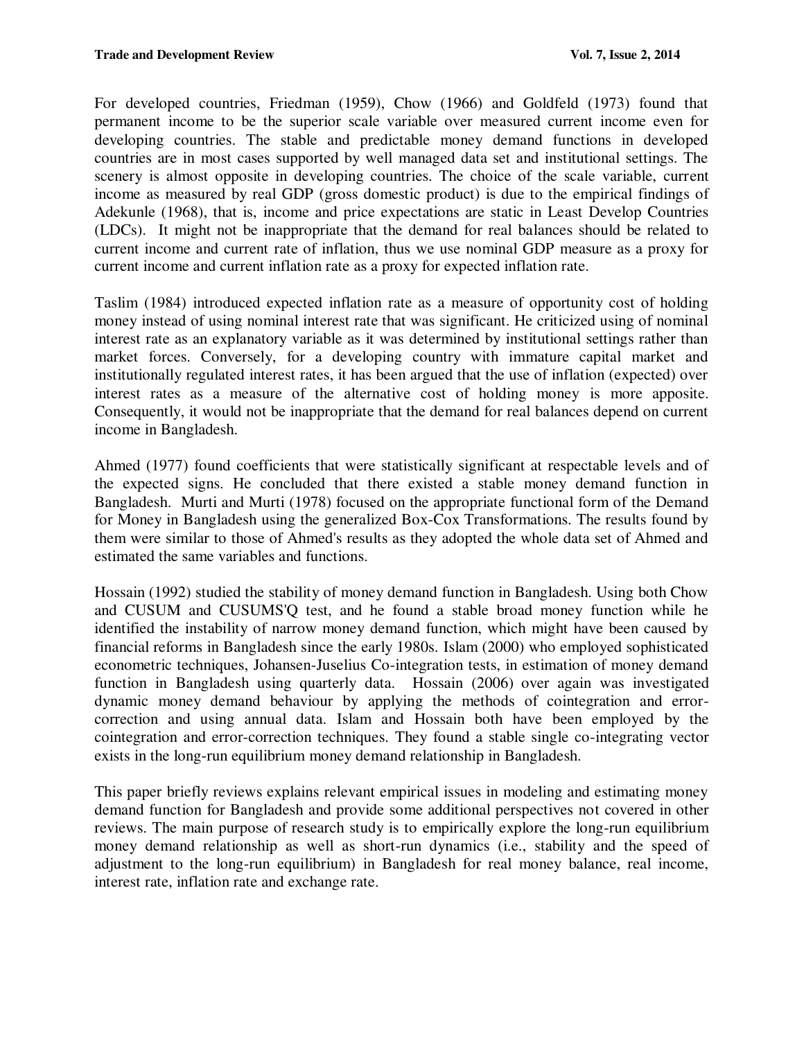For developed countries, Friedman (1959), Chow (1966) and Goldfeld (1973) found that permanent income to be the superior scale variable over measured current income even for developing countries. The stable and predictable money demand functions in developed countries are in most cases supported by well managed data set and institutional settings. The scenery is almost opposite in developing countries. The choice of the scale variable, current income as measured by real GDP (gross domestic product) is due to the empirical findings of Adekunle (1968), that is, income and price expectations are static in Least Develop Countries (LDCs). It might not be inappropriate that the demand for real balances should be related to current income and current rate of inflation, thus we use nominal GDP measure as a proxy for current income and current inflation rate as a proxy for expected inflation rate.

Taslim (1984) introduced expected inflation rate as a measure of opportunity cost of holding money instead of using nominal interest rate that was significant. He criticized using of nominal interest rate as an explanatory variable as it was determined by institutional settings rather than market forces. Conversely, for a developing country with immature capital market and institutionally regulated interest rates, it has been argued that the use of inflation (expected) over interest rates as a measure of the alternative cost of holding money is more apposite. Consequently, it would not be inappropriate that the demand for real balances depend on current income in Bangladesh.

Ahmed (1977) found coefficients that were statistically significant at respectable levels and of the expected signs. He concluded that there existed a stable money demand function in Bangladesh. Murti and Murti (1978) focused on the appropriate functional form of the Demand for Money in Bangladesh using the generalized Box-Cox Transformations. The results found by them were similar to those of Ahmed's results as they adopted the whole data set of Ahmed and estimated the same variables and functions.

Hossain (1992) studied the stability of money demand function in Bangladesh. Using both Chow and CUSUM and CUSUMS'Q test, and he found a stable broad money function while he identified the instability of narrow money demand function, which might have been caused by financial reforms in Bangladesh since the early 1980s. Islam (2000) who employed sophisticated econometric techniques, Johansen-Juselius Co-integration tests, in estimation of money demand function in Bangladesh using quarterly data. Hossain (2006) over again was investigated dynamic money demand behaviour by applying the methods of cointegration and error-correction and using annual data. Islam and Hossain both have been employed by the cointegration and error-correction techniques. They found a stable single co-integrating vector exists in the long-run equilibrium money demand relationship in Bangladesh.

This paper briefly reviews explains relevant empirical issues in modeling and estimating money demand function for Bangladesh and provide some additional perspectives not covered in other reviews. The main purpose of research study is to empirically explore the long-run equilibrium money demand relationship as well as short-run dynamics (i.e., stability and the speed of adjustment to the long-run equilibrium) in Bangladesh for real money balance, real income, interest rate, inflation rate and exchange rate.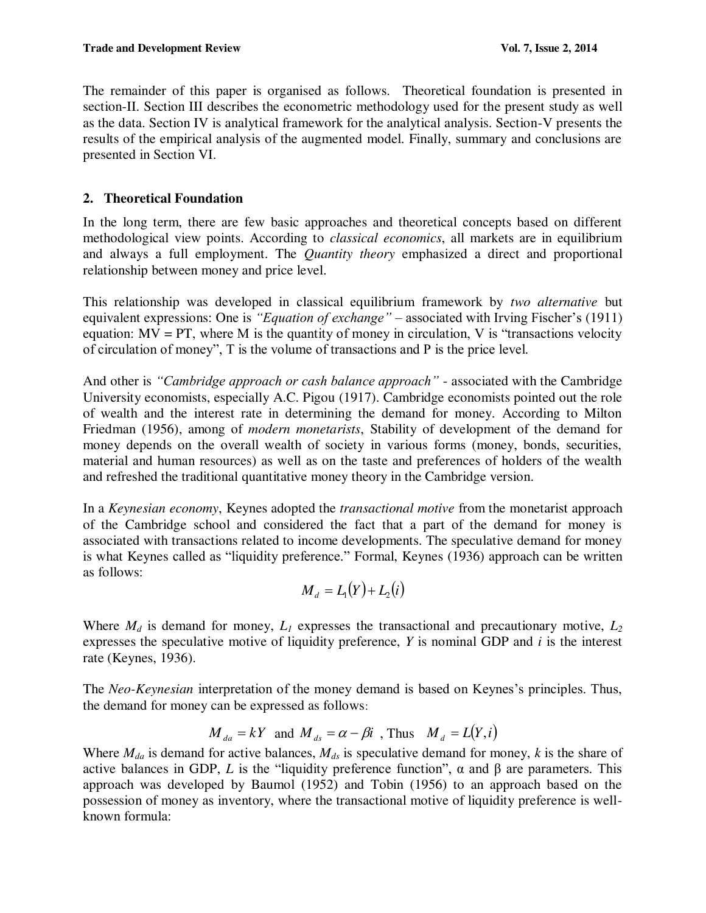The remainder of this paper is organised as follows. Theoretical foundation is presented in section-II. Section III describes the econometric methodology used for the present study as well as the data. Section IV is analytical framework for the analytical analysis. Section-V presents the results of the empirical analysis of the augmented model. Finally, summary and conclusions are presented in Section VI.

## 2. Theoretical Foundation

In the long term, there are few basic approaches and theoretical concepts based on different methodological view points. According to *classical economics*, all markets are in equilibrium and always a full employment. The *Quantity theory* emphasized a direct and proportional relationship between money and price level.

This relationship was developed in classical equilibrium framework by *two alternative* but equivalent expressions: One is *"Equation of exchange"* – associated with Irving Fischer's (1911) equation: MV = PT, where M is the quantity of money in circulation, V is "transactions velocity of circulation of money", T is the volume of transactions and P is the price level.

And other is *"Cambridge approach or cash balance approach"* - associated with the Cambridge University economists, especially A.C. Pigou (1917). Cambridge economists pointed out the role of wealth and the interest rate in determining the demand for money. According to Milton Friedman (1956), among of *modern monetarists*, Stability of development of the demand for money depends on the overall wealth of society in various forms (money, bonds, securities, material and human resources) as well as on the taste and preferences of holders of the wealth and refreshed the traditional quantitative money theory in the Cambridge version.

In a *Keynesian economy*, Keynes adopted the *transactional motive* from the monetarist approach of the Cambridge school and considered the fact that a part of the demand for money is associated with transactions related to income developments. The speculative demand for money is what Keynes called as "liquidity preference." Formal, Keynes (1936) approach can be written as follows:

$$M_d = L_1(Y) + L_2(i)$$

Where $M_d$ is demand for money, $L_1$ expresses the transactional and precautionary motive, $L_2$ expresses the speculative motive of liquidity preference, $Y$ is nominal GDP and $i$ is the interest rate (Keynes, 1936).

The *Neo-Keynesian* interpretation of the money demand is based on Keynes's principles. Thus, the demand for money can be expressed as follows:

$$M_{da} = kY \text{ and } M_{ds} = \alpha - \beta i \text{ , Thus } \quad M_d = L(Y, i)$$

Where $M_{da}$ is demand for active balances, $M_{ds}$ is speculative demand for money, $k$ is the share of active balances in GDP, $L$ is the "liquidity preference function", α and β are parameters. This approach was developed by Baumol (1952) and Tobin (1956) to an approach based on the possession of money as inventory, where the transactional motive of liquidity preference is well-known formula: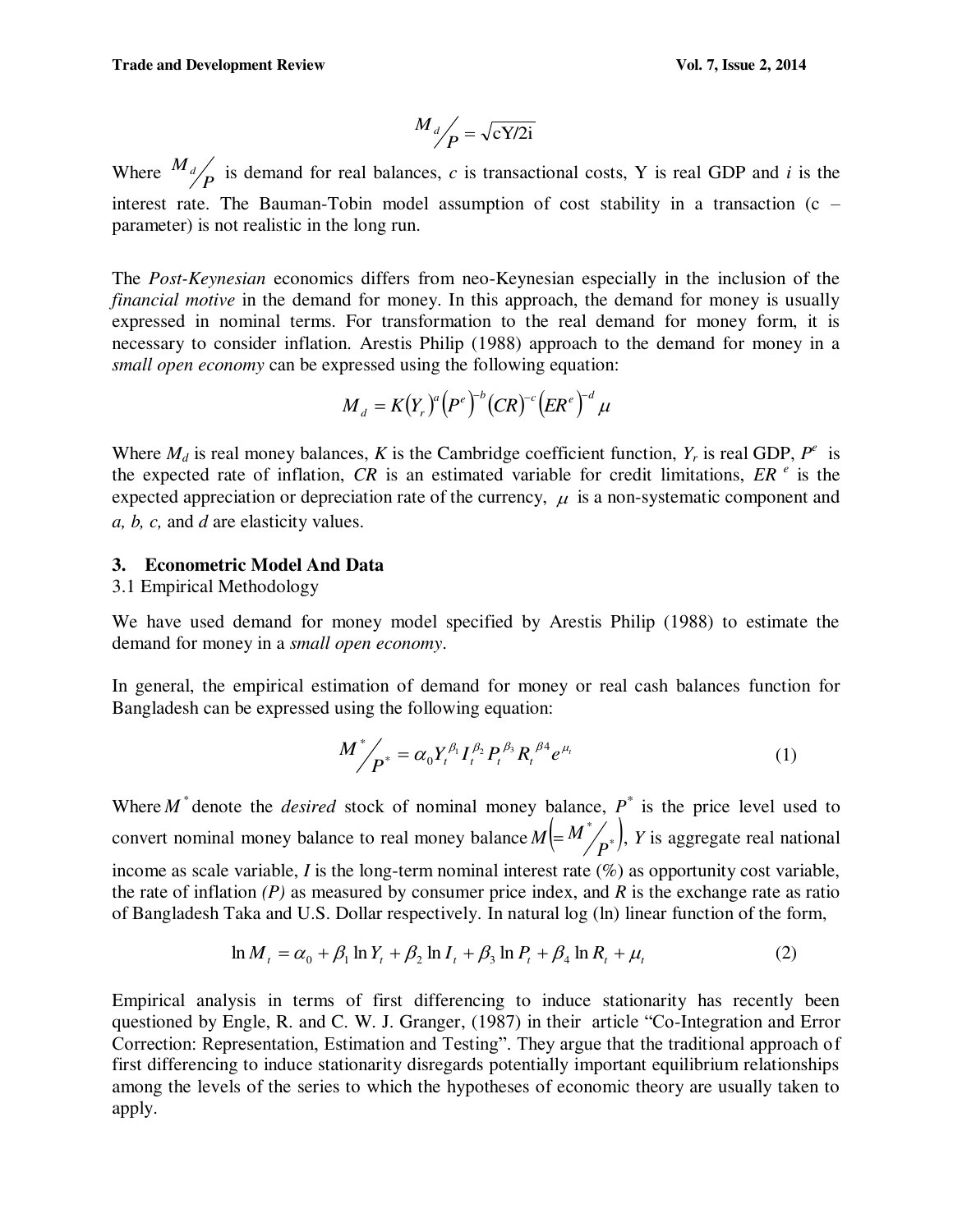$$M_d/P = \sqrt{cY/2i}$$

Where $M_d/P$ is demand for real balances, $c$ is transactional costs, Y is real GDP and $i$ is the interest rate. The Bauman-Tobin model assumption of cost stability in a transaction (c – parameter) is not realistic in the long run.

The *Post-Keynesian* economics differs from neo-Keynesian especially in the inclusion of the *financial motive* in the demand for money. In this approach, the demand for money is usually expressed in nominal terms. For transformation to the real demand for money form, it is necessary to consider inflation. Arestis Philip (1988) approach to the demand for money in a *small open economy* can be expressed using the following equation:

$$M_d = K(Y_r)^a (P^e)^{-b} (CR)^{-c} (ER^e)^{-d} \mu$$

Where $M_d$ is real money balances, $K$ is the Cambridge coefficient function, $Y_r$ is real GDP, $P^e$ is the expected rate of inflation, $CR$ is an estimated variable for credit limitations, $ER^e$ is the expected appreciation or depreciation rate of the currency, $\mu$ is a non-systematic component and $a$, $b$, $c$, and $d$ are elasticity values.

## 3. Econometric Model And Data

### 3.1 Empirical Methodology

We have used demand for money model specified by Arestis Philip (1988) to estimate the demand for money in a *small open economy*.

In general, the empirical estimation of demand for money or real cash balances function for Bangladesh can be expressed using the following equation:

$$M^*/P^* = \alpha_0 Y_t^{\beta_1} I_t^{\beta_2} P_t^{\beta_3} R_t^{\beta 4} e^{\mu_t} \tag{1}$$

Where $M^*$ denote the *desired* stock of nominal money balance, $P^*$ is the price level used to convert nominal money balance to real money balance $M\left(= M^*/P^*\right)$, $Y$ is aggregate real national income as scale variable, $I$ is the long-term nominal interest rate (%) as opportunity cost variable, the rate of inflation *(P)* as measured by consumer price index, and $R$ is the exchange rate as ratio of Bangladesh Taka and U.S. Dollar respectively. In natural log (ln) linear function of the form,

$$\ln M_t = \alpha_0 + \beta_1 \ln Y_t + \beta_2 \ln I_t + \beta_3 \ln P_t + \beta_4 \ln R_t + \mu_t \tag{2}$$

Empirical analysis in terms of first differencing to induce stationarity has recently been questioned by Engle, R. and C. W. J. Granger, (1987) in their article "Co-Integration and Error Correction: Representation, Estimation and Testing". They argue that the traditional approach of first differencing to induce stationarity disregards potentially important equilibrium relationships among the levels of the series to which the hypotheses of economic theory are usually taken to apply.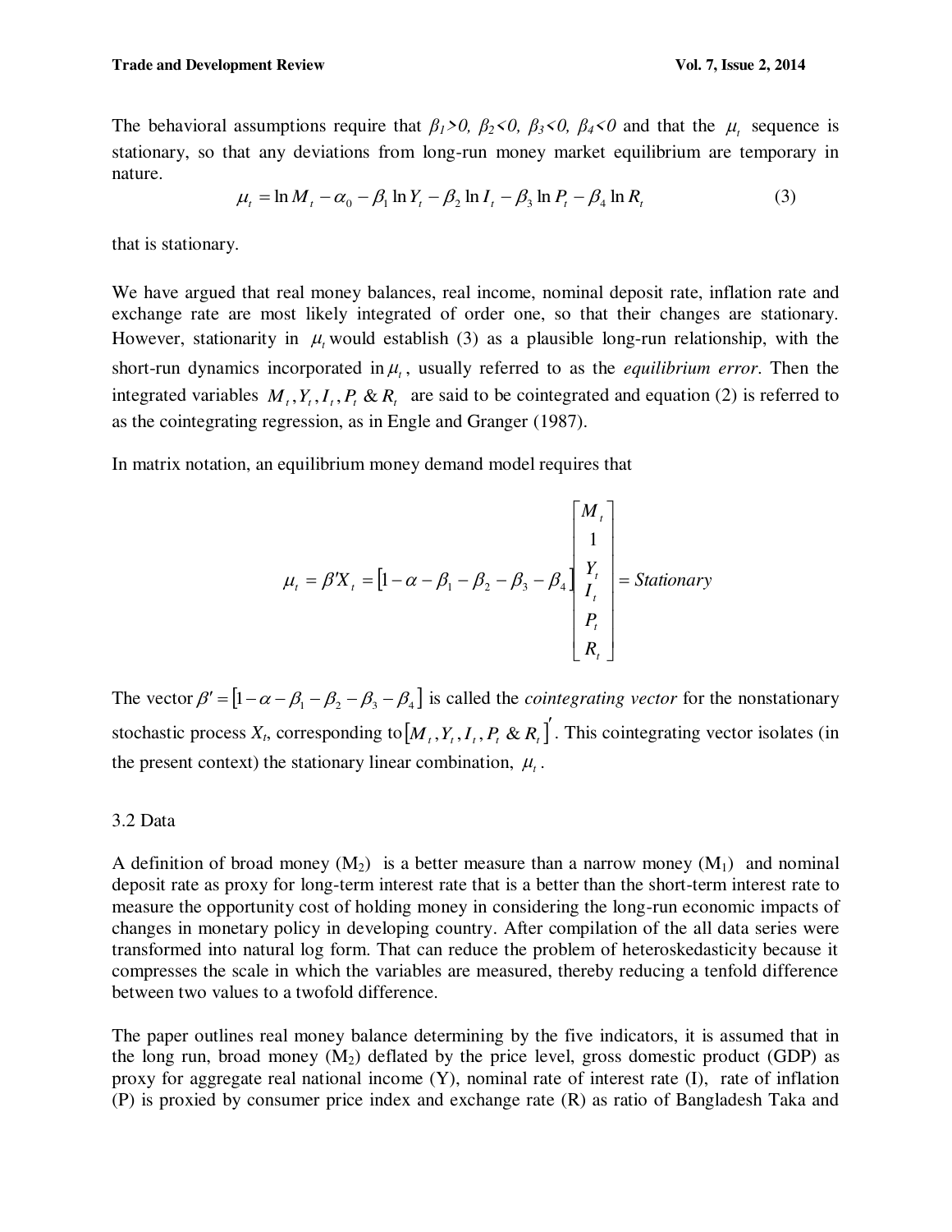The behavioral assumptions require that $\beta_1 > 0$, $\beta_2 < 0$, $\beta_3 < 0$, $\beta_4 < 0$ and that the $\mu_t$ sequence is stationary, so that any deviations from long-run money market equilibrium are temporary in nature.

$$\mu_t = \ln M_t - \alpha_0 - \beta_1 \ln Y_t - \beta_2 \ln I_t - \beta_3 \ln P_t - \beta_4 \ln R_t \tag{3}$$

that is stationary.

We have argued that real money balances, real income, nominal deposit rate, inflation rate and exchange rate are most likely integrated of order one, so that their changes are stationary. However, stationarity in $\mu_t$ would establish (3) as a plausible long-run relationship, with the short-run dynamics incorporated in $\mu_t$, usually referred to as the *equilibrium error*. Then the integrated variables $M_t, Y_t, I_t, P_t \,\&\, R_t$ are said to be cointegrated and equation (2) is referred to as the cointegrating regression, as in Engle and Granger (1987).

In matrix notation, an equilibrium money demand model requires that

$$\mu_t = \beta' X_t = \begin{bmatrix} 1 & -\alpha & -\beta_1 & -\beta_2 & -\beta_3 & -\beta_4 \end{bmatrix} \begin{bmatrix} M_t \\ 1 \\ Y_t \\ I_t \\ P_t \\ R_t \end{bmatrix} = Stationary$$

The vector $\beta' = \begin{bmatrix} 1 & -\alpha & -\beta_1 & -\beta_2 & -\beta_3 & -\beta_4 \end{bmatrix}$ is called the *cointegrating vector* for the nonstationary stochastic process $X_t$, corresponding to $\begin{bmatrix} M_t, Y_t, I_t, P_t \,\&\, R_t \end{bmatrix}'$. This cointegrating vector isolates (in the present context) the stationary linear combination, $\mu_t$.

### 3.2 Data

A definition of broad money ($M_2$) is a better measure than a narrow money ($M_1$) and nominal deposit rate as proxy for long-term interest rate that is a better than the short-term interest rate to measure the opportunity cost of holding money in considering the long-run economic impacts of changes in monetary policy in developing country. After compilation of the all data series were transformed into natural log form. That can reduce the problem of heteroskedasticity because it compresses the scale in which the variables are measured, thereby reducing a tenfold difference between two values to a twofold difference.

The paper outlines real money balance determining by the five indicators, it is assumed that in the long run, broad money ($M_2$) deflated by the price level, gross domestic product (GDP) as proxy for aggregate real national income (Y), nominal rate of interest rate (I), rate of inflation (P) is proxied by consumer price index and exchange rate (R) as ratio of Bangladesh Taka and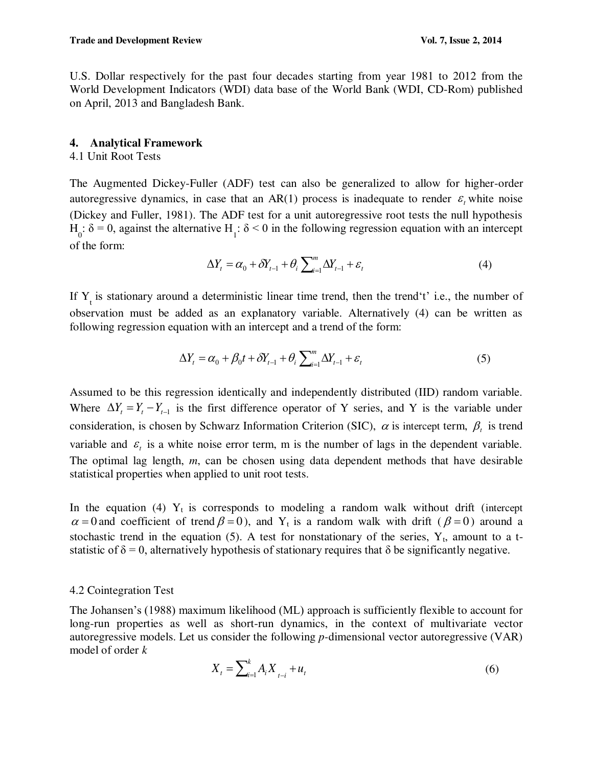U.S. Dollar respectively for the past four decades starting from year 1981 to 2012 from the World Development Indicators (WDI) data base of the World Bank (WDI, CD-Rom) published on April, 2013 and Bangladesh Bank.

## 4. Analytical Framework

### 4.1 Unit Root Tests

The Augmented Dickey-Fuller (ADF) test can also be generalized to allow for higher-order autoregressive dynamics, in case that an AR(1) process is inadequate to render $\varepsilon_t$ white noise (Dickey and Fuller, 1981). The ADF test for a unit autoregressive root tests the null hypothesis $H_0$: δ = 0, against the alternative $H_1$: δ < 0 in the following regression equation with an intercept of the form:

$$\Delta Y_t = \alpha_0 + \delta Y_{t-1} + \theta_i \sum_{i=1}^{m} \Delta Y_{t-1} + \varepsilon_t \tag{4}$$

If $Y_t$ is stationary around a deterministic linear time trend, then the trend'‘t' i.e., the number of observation must be added as an explanatory variable. Alternatively (4) can be written as following regression equation with an intercept and a trend of the form:

$$\Delta Y_t = \alpha_0 + \beta_0 t + \delta Y_{t-1} + \theta_i \sum_{i=1}^{m} \Delta Y_{t-1} + \varepsilon_t \tag{5}$$

Assumed to be this regression identically and independently distributed (IID) random variable. Where $\Delta Y_t = Y_t - Y_{t-1}$ is the first difference operator of Y series, and Y is the variable under consideration, is chosen by Schwarz Information Criterion (SIC), $\alpha$ is intercept term, $\beta_t$ is trend variable and $\varepsilon_t$ is a white noise error term, m is the number of lags in the dependent variable. The optimal lag length, *m*, can be chosen using data dependent methods that have desirable statistical properties when applied to unit root tests.

In the equation (4) $Y_t$ is corresponds to modeling a random walk without drift (intercept $\alpha = 0$ and coefficient of trend $\beta = 0$), and $Y_t$ is a random walk with drift ($\beta = 0$) around a stochastic trend in the equation (5). A test for nonstationary of the series, $Y_t$, amount to a t-statistic of δ = 0, alternatively hypothesis of stationary requires that δ be significantly negative.

### 4.2 Cointegration Test

The Johansen's (1988) maximum likelihood (ML) approach is sufficiently flexible to account for long-run properties as well as short-run dynamics, in the context of multivariate vector autoregressive models. Let us consider the following *p*-dimensional vector autoregressive (VAR) model of order *k*

$$X_t = \sum_{i=1}^{k} A_i X_{t-i} + u_t \tag{6}$$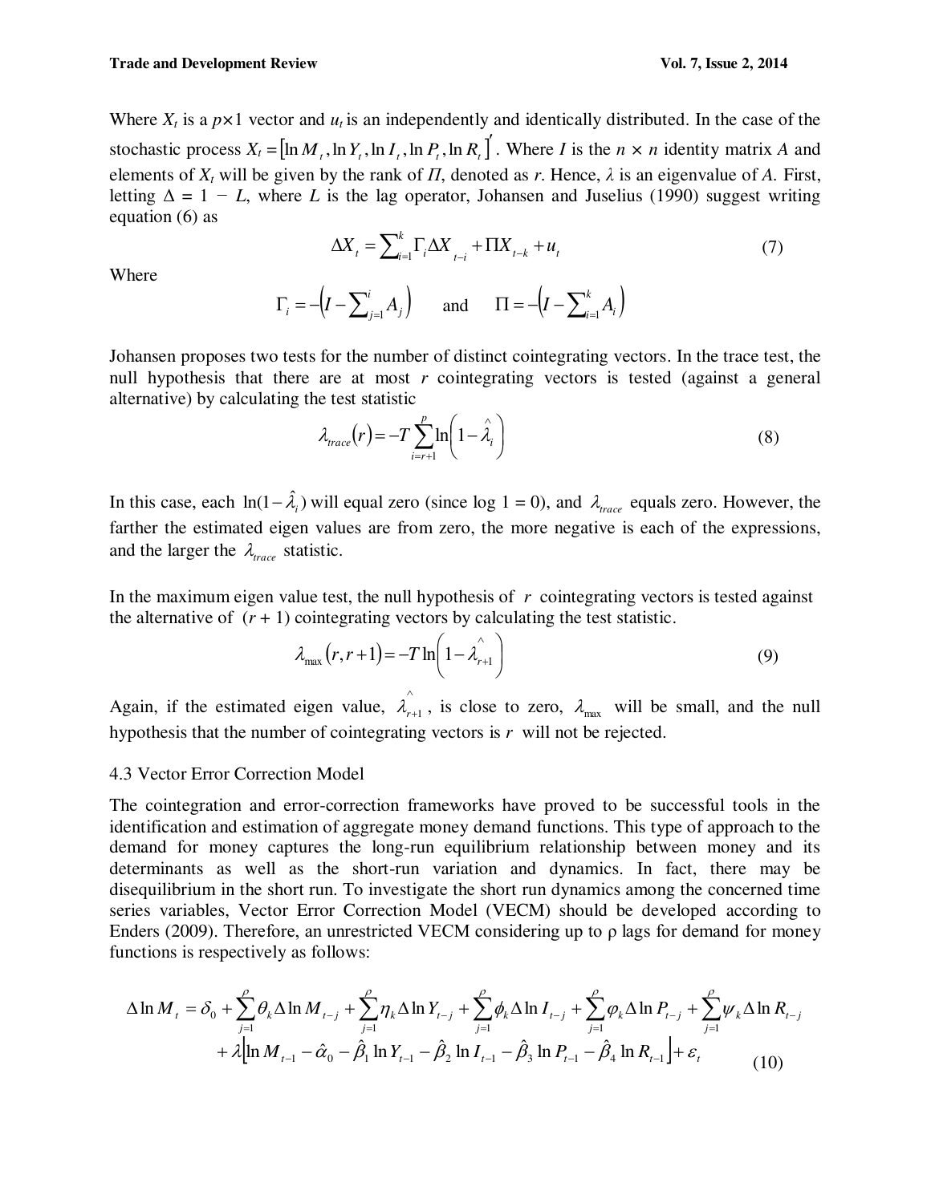Where $X_t$ is a $p\times 1$ vector and $u_t$ is an independently and identically distributed. In the case of the stochastic process $X_t = [\ln M_t, \ln Y_t, \ln I_t, \ln P_t, \ln R_t]'$. Where $I$ is the $n \times n$ identity matrix $A$ and elements of $X_t$ will be given by the rank of $\Pi$, denoted as $r$. Hence, $\lambda$ is an eigenvalue of $A$. First, letting $\Delta = 1 - L$, where $L$ is the lag operator, Johansen and Juselius (1990) suggest writing equation (6) as

$$\Delta X_t = \sum_{i=1}^{k} \Gamma_i \Delta X_{t-i} + \Pi X_{t-k} + u_t \tag{7}$$

Where

$$\Gamma_i = -\left(I - \sum_{j=1}^{i} A_j\right) \quad \text{and} \quad \Pi = -\left(I - \sum_{i=1}^{k} A_i\right)$$

Johansen proposes two tests for the number of distinct cointegrating vectors. In the trace test, the null hypothesis that there are at most $r$ cointegrating vectors is tested (against a general alternative) by calculating the test statistic

$$\lambda_{trace}(r) = -T \sum_{i=r+1}^{p} \ln\left(1 - \hat{\lambda}_i\right) \tag{8}$$

In this case, each $\ln(1-\hat{\lambda}_i)$ will equal zero (since log 1 = 0), and $\lambda_{trace}$ equals zero. However, the farther the estimated eigen values are from zero, the more negative is each of the expressions, and the larger the $\lambda_{trace}$ statistic.

In the maximum eigen value test, the null hypothesis of $r$ cointegrating vectors is tested against the alternative of $(r + 1)$ cointegrating vectors by calculating the test statistic.

$$\lambda_{\max}(r, r+1) = -T \ln\left(1 - \hat{\lambda}_{r+1}\right) \tag{9}$$

Again, if the estimated eigen value, $\hat{\lambda}_{r+1}$, is close to zero, $\lambda_{\max}$ will be small, and the null hypothesis that the number of cointegrating vectors is $r$ will not be rejected.

### 4.3 Vector Error Correction Model

The cointegration and error-correction frameworks have proved to be successful tools in the identification and estimation of aggregate money demand functions. This type of approach to the demand for money captures the long-run equilibrium relationship between money and its determinants as well as the short-run variation and dynamics. In fact, there may be disequilibrium in the short run. To investigate the short run dynamics among the concerned time series variables, Vector Error Correction Model (VECM) should be developed according to Enders (2009). Therefore, an unrestricted VECM considering up to ρ lags for demand for money functions is respectively as follows:

$$\begin{aligned}\Delta \ln M_t = \delta_0 &+ \sum_{j=1}^{\rho} \theta_k \Delta \ln M_{t-j} + \sum_{j=1}^{\rho} \eta_k \Delta \ln Y_{t-j} + \sum_{j=1}^{\rho} \phi_k \Delta \ln I_{t-j} + \sum_{j=1}^{\rho} \varphi_k \Delta \ln P_{t-j} + \sum_{j=1}^{\rho} \psi_k \Delta \ln R_{t-j} \\ &+ \lambda\left[\ln M_{t-1} - \hat{\alpha}_0 - \hat{\beta}_1 \ln Y_{t-1} - \hat{\beta}_2 \ln I_{t-1} - \hat{\beta}_3 \ln P_{t-1} - \hat{\beta}_4 \ln R_{t-1}\right] + \varepsilon_t\end{aligned} \tag{10}$$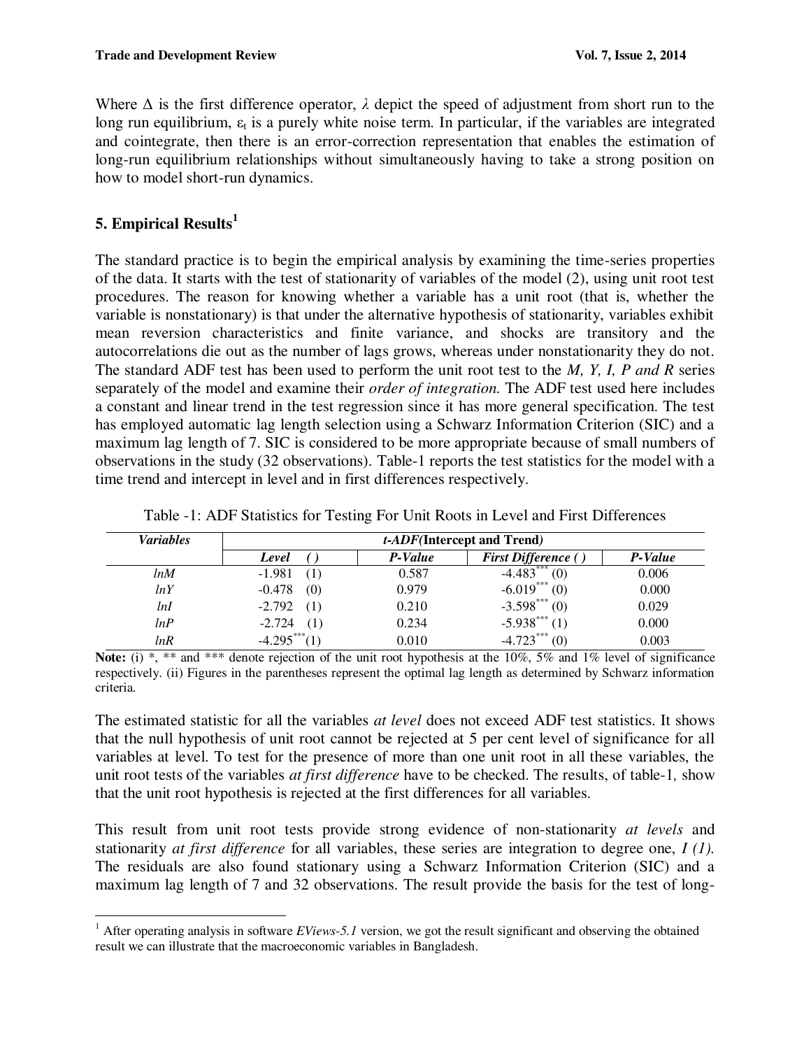Where Δ is the first difference operator, $\lambda$ depict the speed of adjustment from short run to the long run equilibrium, $\varepsilon_t$ is a purely white noise term. In particular, if the variables are integrated and cointegrate, then there is an error-correction representation that enables the estimation of long-run equilibrium relationships without simultaneously having to take a strong position on how to model short-run dynamics.

## 5. Empirical Results[1]

The standard practice is to begin the empirical analysis by examining the time-series properties of the data. It starts with the test of stationarity of variables of the model (2), using unit root test procedures. The reason for knowing whether a variable has a unit root (that is, whether the variable is nonstationary) is that under the alternative hypothesis of stationarity, variables exhibit mean reversion characteristics and finite variance, and shocks are transitory and the autocorrelations die out as the number of lags grows, whereas under nonstationarity they do not. The standard ADF test has been used to perform the unit root test to the *M, Y, I, P and R* series separately of the model and examine their *order of integration.* The ADF test used here includes a constant and linear trend in the test regression since it has more general specification. The test has employed automatic lag length selection using a Schwarz Information Criterion (SIC) and a maximum lag length of 7. SIC is considered to be more appropriate because of small numbers of observations in the study (32 observations). Table-1 reports the test statistics for the model with a time trend and intercept in level and in first differences respectively.

Table -1: ADF Statistics for Testing For Unit Roots in Level and First Differences

| *Variables* | *t-ADF*(Intercept and Trend) | | | |
|---|---|---|---|---|
| | *Level ( )* | *P-Value* | *First Difference ( )* | *P-Value* |
| *lnM* | -1.981 (1) | 0.587 | $-4.483^{***}$ (0) | 0.006 |
| *lnY* | -0.478 (0) | 0.979 | $-6.019^{***}$ (0) | 0.000 |
| *lnI* | -2.792 (1) | 0.210 | $-3.598^{***}$ (0) | 0.029 |
| *lnP* | -2.724 (1) | 0.234 | $-5.938^{***}$ (1) | 0.000 |
| *lnR* | $-4.295^{***}$(1) | 0.010 | $-4.723^{***}$ (0) | 0.003 |

**Note:** (i) *, ** and *** denote rejection of the unit root hypothesis at the 10%, 5% and 1% level of significance respectively. (ii) Figures in the parentheses represent the optimal lag length as determined by Schwarz information criteria.

The estimated statistic for all the variables *at level* does not exceed ADF test statistics. It shows that the null hypothesis of unit root cannot be rejected at 5 per cent level of significance for all variables at level. To test for the presence of more than one unit root in all these variables, the unit root tests of the variables *at first difference* have to be checked. The results, of table-1*,* show that the unit root hypothesis is rejected at the first differences for all variables.

This result from unit root tests provide strong evidence of non-stationarity *at levels* and stationarity *at first difference* for all variables, these series are integration to degree one, *I (1).* The residuals are also found stationary using a Schwarz Information Criterion (SIC) and a maximum lag length of 7 and 32 observations. The result provide the basis for the test of long-

[1] After operating analysis in software *EViews-5.1* version, we got the result significant and observing the obtained result we can illustrate that the macroeconomic variables in Bangladesh.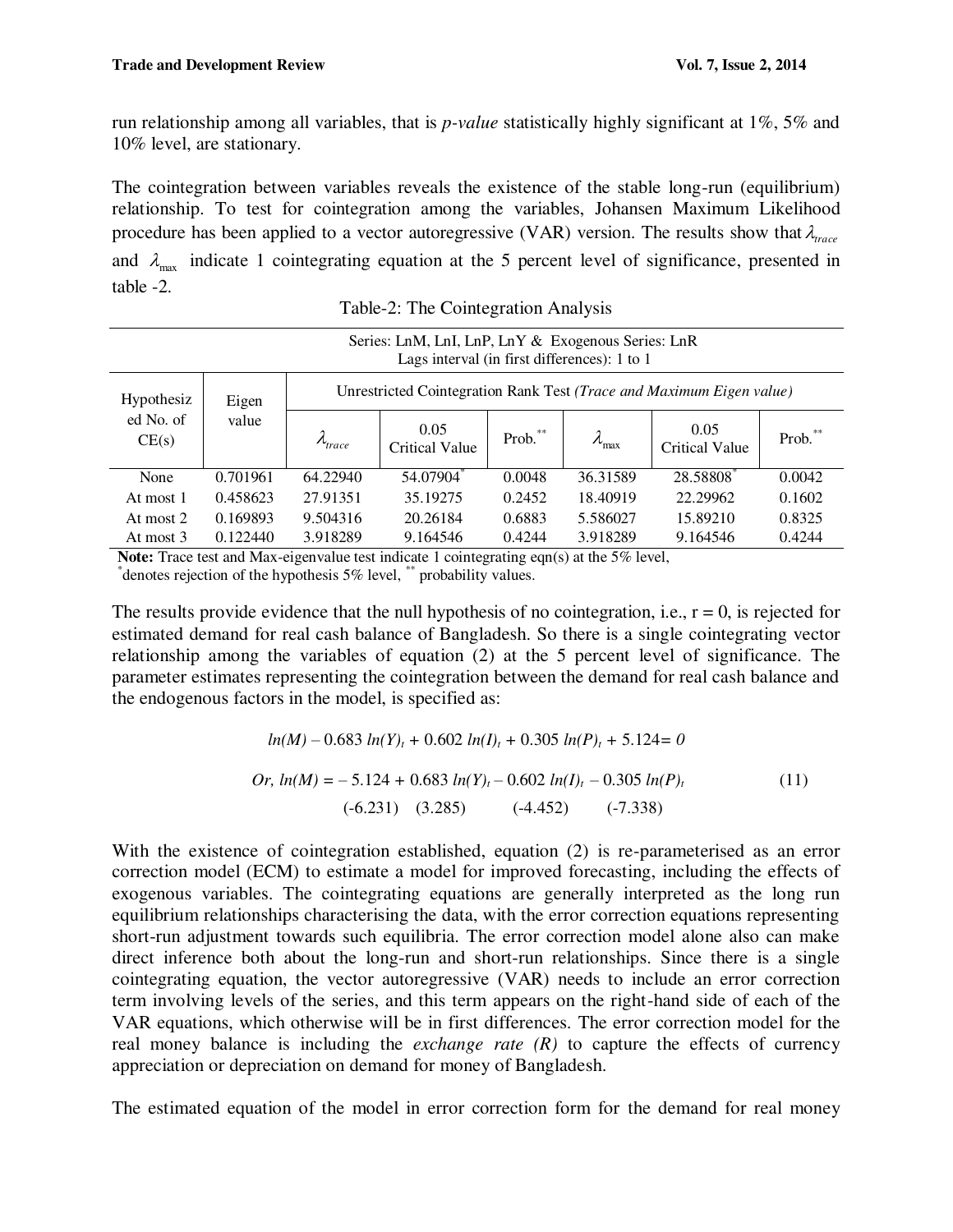run relationship among all variables, that is *p-value* statistically highly significant at 1%, 5% and 10% level, are stationary.

The cointegration between variables reveals the existence of the stable long-run (equilibrium) relationship. To test for cointegration among the variables, Johansen Maximum Likelihood procedure has been applied to a vector autoregressive (VAR) version. The results show that $\lambda_{trace}$ and $\lambda_{\max}$ indicate 1 cointegrating equation at the 5 percent level of significance, presented in table -2.

Table-2: The Cointegration Analysis

| Series: LnM, LnI, LnP, LnY & Exogenous Series: LnR<br>Lags interval (in first differences): 1 to 1 | | | | | | | |
|---|---|---|---|---|---|---|---|
| Hypothesized No. of CE(s) | Eigen value | Unrestricted Cointegration Rank Test *(Trace and Maximum Eigen value)* | | | | | |
| | | $\lambda_{trace}$ | 0.05 Critical Value | Prob.** | $\lambda_{\max}$ | 0.05 Critical Value | Prob.** |
| None | 0.701961 | 64.22940 | 54.07904* | 0.0048 | 36.31589 | 28.58808* | 0.0042 |
| At most 1 | 0.458623 | 27.91351 | 35.19275 | 0.2452 | 18.40919 | 22.29962 | 0.1602 |
| At most 2 | 0.169893 | 9.504316 | 20.26184 | 0.6883 | 5.586027 | 15.89210 | 0.8325 |
| At most 3 | 0.122440 | 3.918289 | 9.164546 | 0.4244 | 3.918289 | 9.164546 | 0.4244 |

**Note:** Trace test and Max-eigenvalue test indicate 1 cointegrating eqn(s) at the 5% level,
*denotes rejection of the hypothesis 5% level, ** probability values.

The results provide evidence that the null hypothesis of no cointegration, i.e., r = 0, is rejected for estimated demand for real cash balance of Bangladesh. So there is a single cointegrating vector relationship among the variables of equation (2) at the 5 percent level of significance. The parameter estimates representing the cointegration between the demand for real cash balance and the endogenous factors in the model, is specified as:

$$ln(M) - 0.683\ ln(Y)_t + 0.602\ ln(I)_t + 0.305\ ln(P)_t + 5.124 = 0$$

$$Or,\ ln(M) = -5.124 + 0.683\ ln(Y)_t - 0.602\ ln(I)_t - 0.305\ ln(P)_t \quad (11)$$

$$(-6.231) \quad (3.285) \quad (-4.452) \quad (-7.338)$$

With the existence of cointegration established, equation (2) is re-parameterised as an error correction model (ECM) to estimate a model for improved forecasting, including the effects of exogenous variables. The cointegrating equations are generally interpreted as the long run equilibrium relationships characterising the data, with the error correction equations representing short-run adjustment towards such equilibria. The error correction model alone also can make direct inference both about the long-run and short-run relationships. Since there is a single cointegrating equation, the vector autoregressive (VAR) needs to include an error correction term involving levels of the series, and this term appears on the right-hand side of each of the VAR equations, which otherwise will be in first differences. The error correction model for the real money balance is including the *exchange rate (R)* to capture the effects of currency appreciation or depreciation on demand for money of Bangladesh.

The estimated equation of the model in error correction form for the demand for real money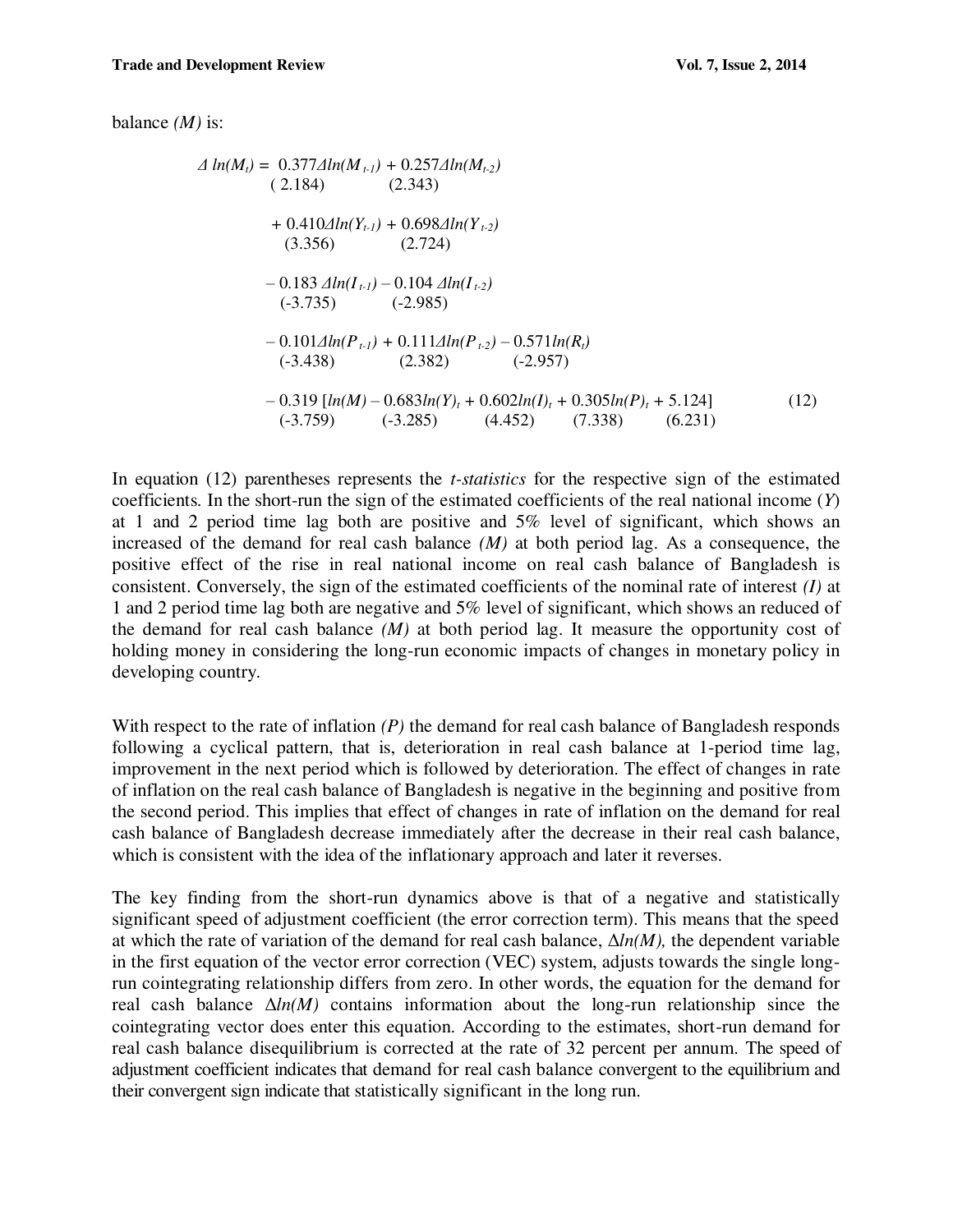balance *(M)* is:

$$
\begin{aligned}
\Delta \ln(M_t) = {} & \underset{(2.184)}{0.377}\Delta \ln(M_{t-1}) + \underset{(2.343)}{0.257}\Delta \ln(M_{t-2}) \\
& + \underset{(3.356)}{0.410}\Delta \ln(Y_{t-1}) + \underset{(2.724)}{0.698}\Delta \ln(Y_{t-2}) \\
& - \underset{(-3.735)}{0.183}\,\Delta \ln(I_{t-1}) - \underset{(-2.985)}{0.104}\,\Delta \ln(I_{t-2}) \\
& - \underset{(-3.438)}{0.101}\Delta \ln(P_{t-1}) + \underset{(2.382)}{0.111}\Delta \ln(P_{t-2}) - \underset{(-2.957)}{0.571}\ln(R_t) \\
& - \underset{(-3.759)}{0.319}\,[\ln(M) - \underset{(-3.285)}{0.683}\ln(Y)_t + \underset{(4.452)}{0.602}\ln(I)_t + \underset{(7.338)}{0.305}\ln(P)_t + \underset{(6.231)}{5.124}]
\end{aligned}
\tag{12}
$$

In equation (12) parentheses represents the *t-statistics* for the respective sign of the estimated coefficients. In the short-run the sign of the estimated coefficients of the real national income ($Y$) at 1 and 2 period time lag both are positive and 5% level of significant, which shows an increased of the demand for real cash balance *(M)* at both period lag. As a consequence, the positive effect of the rise in real national income on real cash balance of Bangladesh is consistent. Conversely, the sign of the estimated coefficients of the nominal rate of interest *(I)* at 1 and 2 period time lag both are negative and 5% level of significant, which shows an reduced of the demand for real cash balance *(M)* at both period lag. It measure the opportunity cost of holding money in considering the long-run economic impacts of changes in monetary policy in developing country.

With respect to the rate of inflation *(P)* the demand for real cash balance of Bangladesh responds following a cyclical pattern, that is, deterioration in real cash balance at 1-period time lag, improvement in the next period which is followed by deterioration. The effect of changes in rate of inflation on the real cash balance of Bangladesh is negative in the beginning and positive from the second period. This implies that effect of changes in rate of inflation on the demand for real cash balance of Bangladesh decrease immediately after the decrease in their real cash balance, which is consistent with the idea of the inflationary approach and later it reverses.

The key finding from the short-run dynamics above is that of a negative and statistically significant speed of adjustment coefficient (the error correction term). This means that the speed at which the rate of variation of the demand for real cash balance, $\Delta \ln(M)$, the dependent variable in the first equation of the vector error correction (VEC) system, adjusts towards the single long-run cointegrating relationship differs from zero. In other words, the equation for the demand for real cash balance $\Delta \ln(M)$ contains information about the long-run relationship since the cointegrating vector does enter this equation. According to the estimates, short-run demand for real cash balance disequilibrium is corrected at the rate of 32 percent per annum. The speed of adjustment coefficient indicates that demand for real cash balance convergent to the equilibrium and their convergent sign indicate that statistically significant in the long run.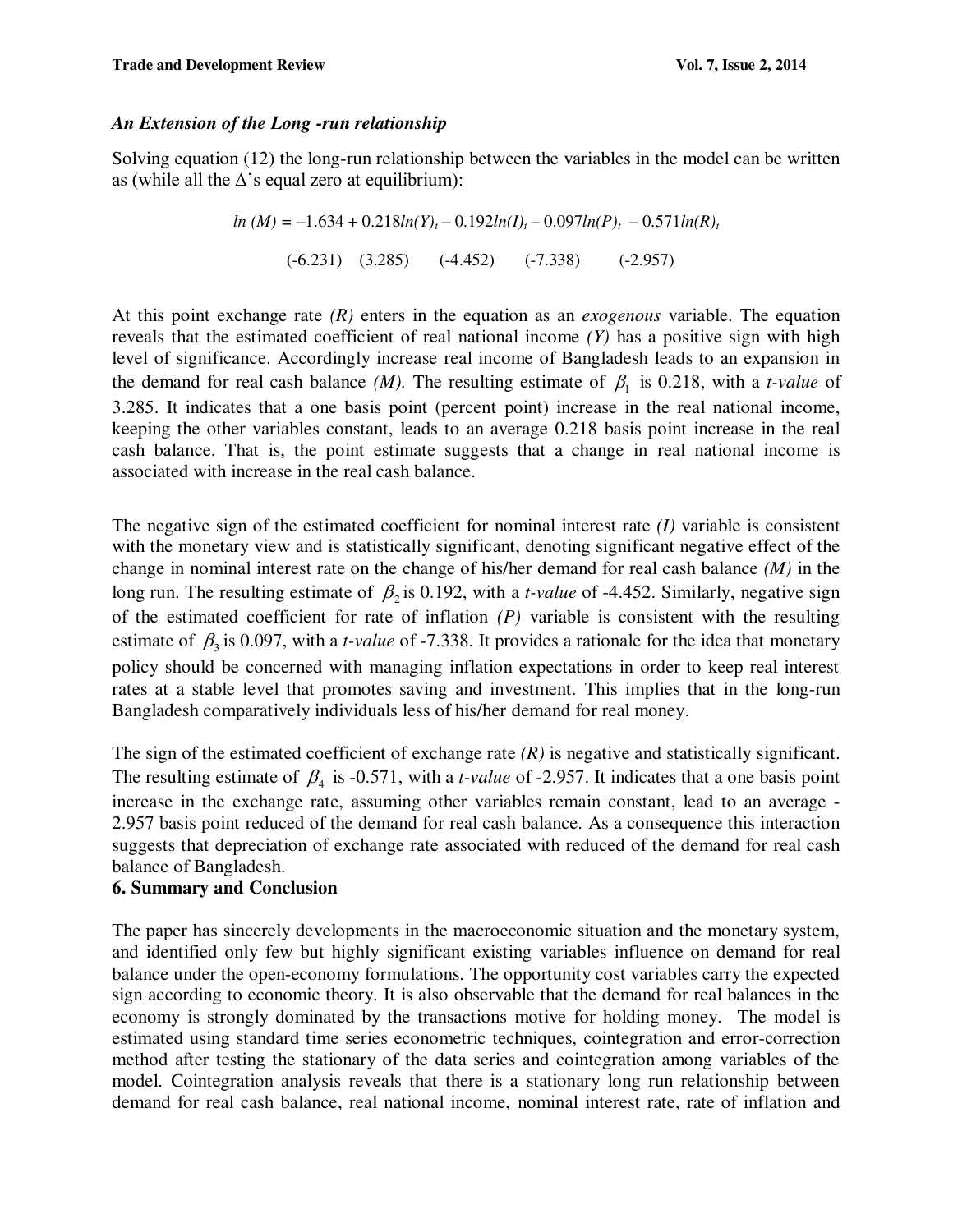*An Extension of the Long -run relationship*

Solving equation (12) the long-run relationship between the variables in the model can be written as (while all the Δ's equal zero at equilibrium):

$$ln\,(M) = -1.634 + 0.218ln(Y)_t - 0.192ln(I)_t - 0.097ln(P)_t\ \ - 0.571ln(R)_t$$

$$(-6.231)\quad (3.285)\qquad (-4.452)\qquad (-7.338)\qquad (-2.957)$$

At this point exchange rate *(R)* enters in the equation as an *exogenous* variable. The equation reveals that the estimated coefficient of real national income *(Y)* has a positive sign with high level of significance. Accordingly increase real income of Bangladesh leads to an expansion in the demand for real cash balance *(M)*. The resulting estimate of $\beta_1$ is 0.218, with a *t-value* of 3.285. It indicates that a one basis point (percent point) increase in the real national income, keeping the other variables constant, leads to an average 0.218 basis point increase in the real cash balance. That is, the point estimate suggests that a change in real national income is associated with increase in the real cash balance.

The negative sign of the estimated coefficient for nominal interest rate *(I)* variable is consistent with the monetary view and is statistically significant, denoting significant negative effect of the change in nominal interest rate on the change of his/her demand for real cash balance *(M)* in the long run. The resulting estimate of $\beta_2$ is 0.192, with a *t-value* of -4.452. Similarly, negative sign of the estimated coefficient for rate of inflation *(P)* variable is consistent with the resulting estimate of $\beta_3$ is 0.097, with a *t-value* of -7.338. It provides a rationale for the idea that monetary policy should be concerned with managing inflation expectations in order to keep real interest rates at a stable level that promotes saving and investment. This implies that in the long-run Bangladesh comparatively individuals less of his/her demand for real money.

The sign of the estimated coefficient of exchange rate *(R)* is negative and statistically significant. The resulting estimate of $\beta_4$ is -0.571, with a *t-value* of -2.957. It indicates that a one basis point increase in the exchange rate, assuming other variables remain constant, lead to an average -2.957 basis point reduced of the demand for real cash balance. As a consequence this interaction suggests that depreciation of exchange rate associated with reduced of the demand for real cash balance of Bangladesh.

## 6. Summary and Conclusion

The paper has sincerely developments in the macroeconomic situation and the monetary system, and identified only few but highly significant existing variables influence on demand for real balance under the open-economy formulations. The opportunity cost variables carry the expected sign according to economic theory. It is also observable that the demand for real balances in the economy is strongly dominated by the transactions motive for holding money. The model is estimated using standard time series econometric techniques, cointegration and error-correction method after testing the stationary of the data series and cointegration among variables of the model. Cointegration analysis reveals that there is a stationary long run relationship between demand for real cash balance, real national income, nominal interest rate, rate of inflation and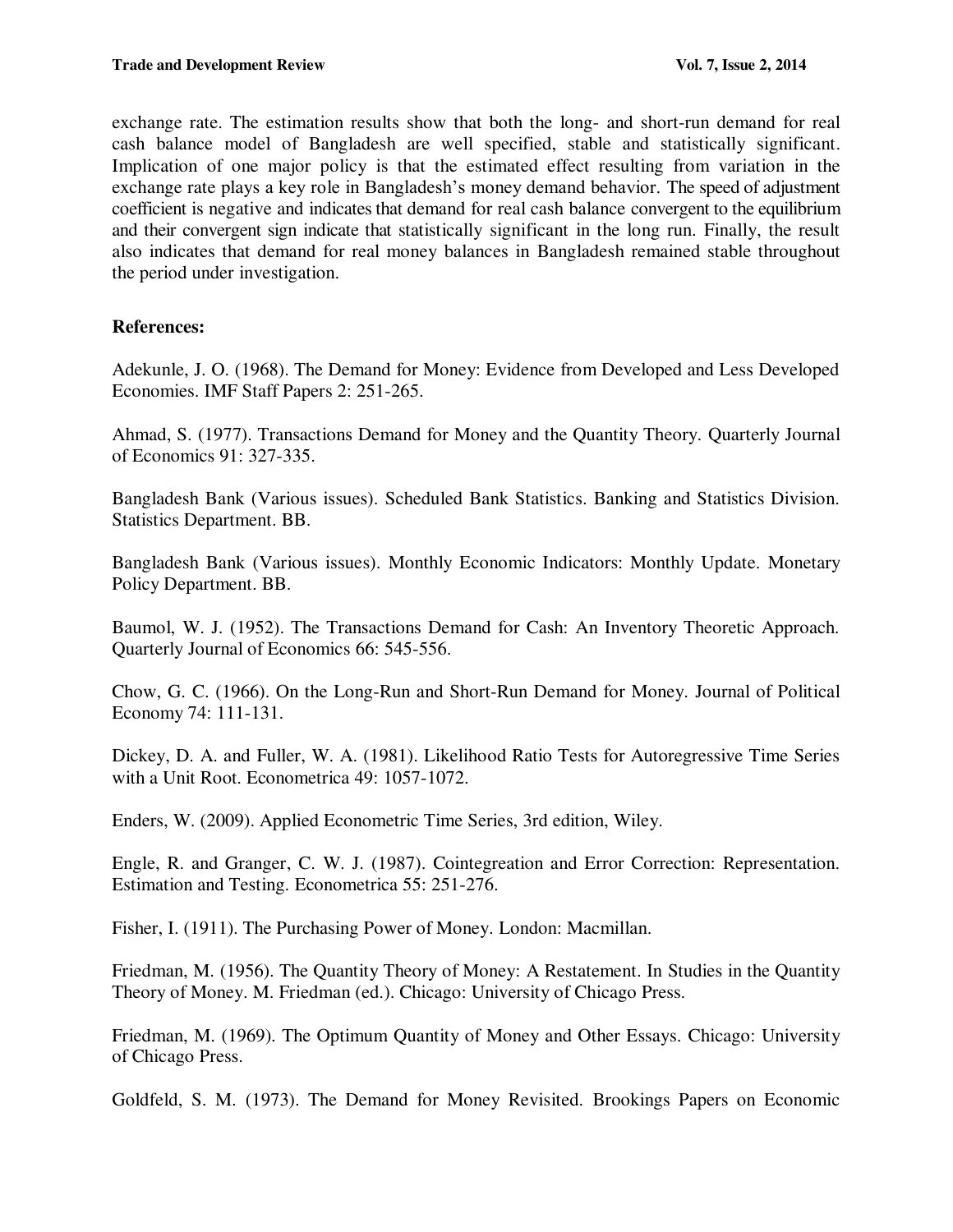exchange rate. The estimation results show that both the long- and short-run demand for real cash balance model of Bangladesh are well specified, stable and statistically significant. Implication of one major policy is that the estimated effect resulting from variation in the exchange rate plays a key role in Bangladesh's money demand behavior. The speed of adjustment coefficient is negative and indicates that demand for real cash balance convergent to the equilibrium and their convergent sign indicate that statistically significant in the long run. Finally, the result also indicates that demand for real money balances in Bangladesh remained stable throughout the period under investigation.

## References:

Adekunle, J. O. (1968). The Demand for Money: Evidence from Developed and Less Developed Economies. IMF Staff Papers 2: 251-265.

Ahmad, S. (1977). Transactions Demand for Money and the Quantity Theory. Quarterly Journal of Economics 91: 327-335.

Bangladesh Bank (Various issues). Scheduled Bank Statistics. Banking and Statistics Division. Statistics Department. BB.

Bangladesh Bank (Various issues). Monthly Economic Indicators: Monthly Update. Monetary Policy Department. BB.

Baumol, W. J. (1952). The Transactions Demand for Cash: An Inventory Theoretic Approach. Quarterly Journal of Economics 66: 545-556.

Chow, G. C. (1966). On the Long-Run and Short-Run Demand for Money. Journal of Political Economy 74: 111-131.

Dickey, D. A. and Fuller, W. A. (1981). Likelihood Ratio Tests for Autoregressive Time Series with a Unit Root. Econometrica 49: 1057-1072.

Enders, W. (2009). Applied Econometric Time Series, 3rd edition, Wiley.

Engle, R. and Granger, C. W. J. (1987). Cointegreation and Error Correction: Representation. Estimation and Testing. Econometrica 55: 251-276.

Fisher, I. (1911). The Purchasing Power of Money. London: Macmillan.

Friedman, M. (1956). The Quantity Theory of Money: A Restatement. In Studies in the Quantity Theory of Money. M. Friedman (ed.). Chicago: University of Chicago Press.

Friedman, M. (1969). The Optimum Quantity of Money and Other Essays. Chicago: University of Chicago Press.

Goldfeld, S. M. (1973). The Demand for Money Revisited. Brookings Papers on Economic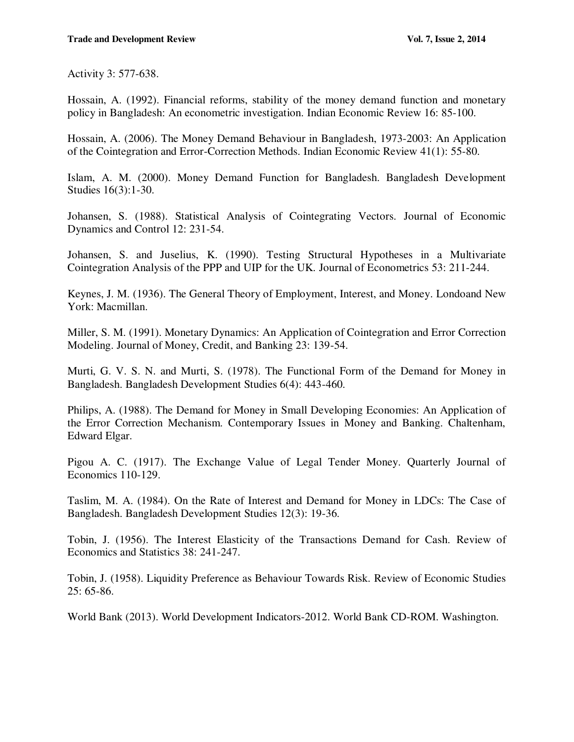Activity 3: 577-638.

Hossain, A. (1992). Financial reforms, stability of the money demand function and monetary policy in Bangladesh: An econometric investigation. Indian Economic Review 16: 85-100.

Hossain, A. (2006). The Money Demand Behaviour in Bangladesh, 1973-2003: An Application of the Cointegration and Error-Correction Methods. Indian Economic Review 41(1): 55-80.

Islam, A. M. (2000). Money Demand Function for Bangladesh. Bangladesh Development Studies 16(3):1-30.

Johansen, S. (1988). Statistical Analysis of Cointegrating Vectors. Journal of Economic Dynamics and Control 12: 231-54.

Johansen, S. and Juselius, K. (1990). Testing Structural Hypotheses in a Multivariate Cointegration Analysis of the PPP and UIP for the UK. Journal of Econometrics 53: 211-244.

Keynes, J. M. (1936). The General Theory of Employment, Interest, and Money. Londoand New York: Macmillan.

Miller, S. M. (1991). Monetary Dynamics: An Application of Cointegration and Error Correction Modeling. Journal of Money, Credit, and Banking 23: 139-54.

Murti, G. V. S. N. and Murti, S. (1978). The Functional Form of the Demand for Money in Bangladesh. Bangladesh Development Studies 6(4): 443-460.

Philips, A. (1988). The Demand for Money in Small Developing Economies: An Application of the Error Correction Mechanism. Contemporary Issues in Money and Banking. Chaltenham, Edward Elgar.

Pigou A. C. (1917). The Exchange Value of Legal Tender Money. Quarterly Journal of Economics 110-129.

Taslim, M. A. (1984). On the Rate of Interest and Demand for Money in LDCs: The Case of Bangladesh. Bangladesh Development Studies 12(3): 19-36.

Tobin, J. (1956). The Interest Elasticity of the Transactions Demand for Cash. Review of Economics and Statistics 38: 241-247.

Tobin, J. (1958). Liquidity Preference as Behaviour Towards Risk. Review of Economic Studies 25: 65-86.

World Bank (2013). World Development Indicators-2012. World Bank CD-ROM. Washington.